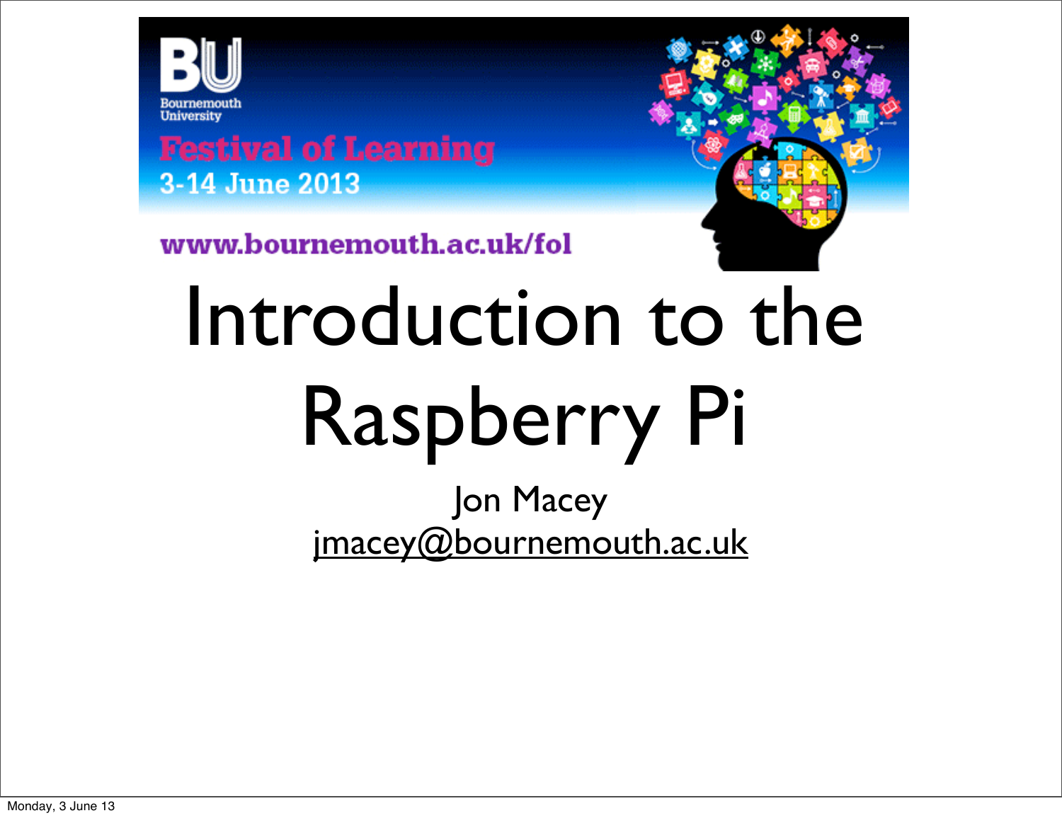Bournemouth University

Festival of Learning

3-14 June 2013

www.bournemouth.ac.uk/fol

# Introduction to the Raspberry Pi

Jon Macey

jmacey@bournemouth.ac.uk

Monday, 3 June 13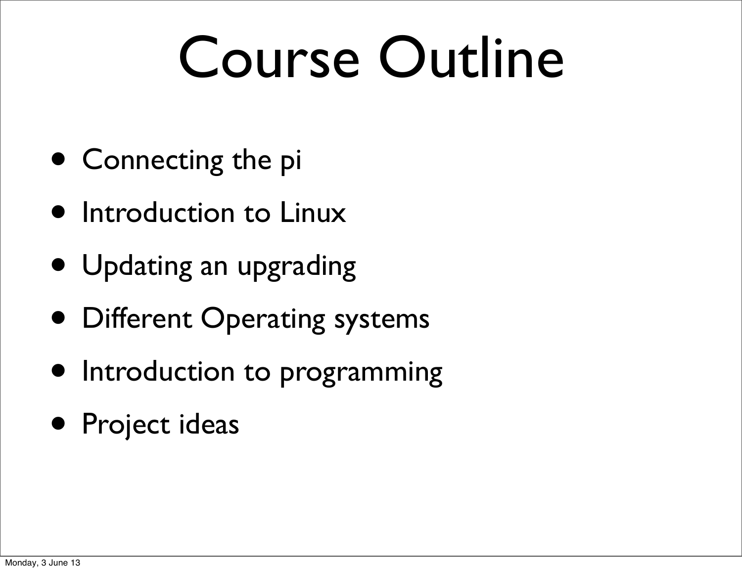# Course Outline

- Connecting the pi
- Introduction to Linux
- Updating an upgrading
- Different Operating systems
- Introduction to programming
- Project ideas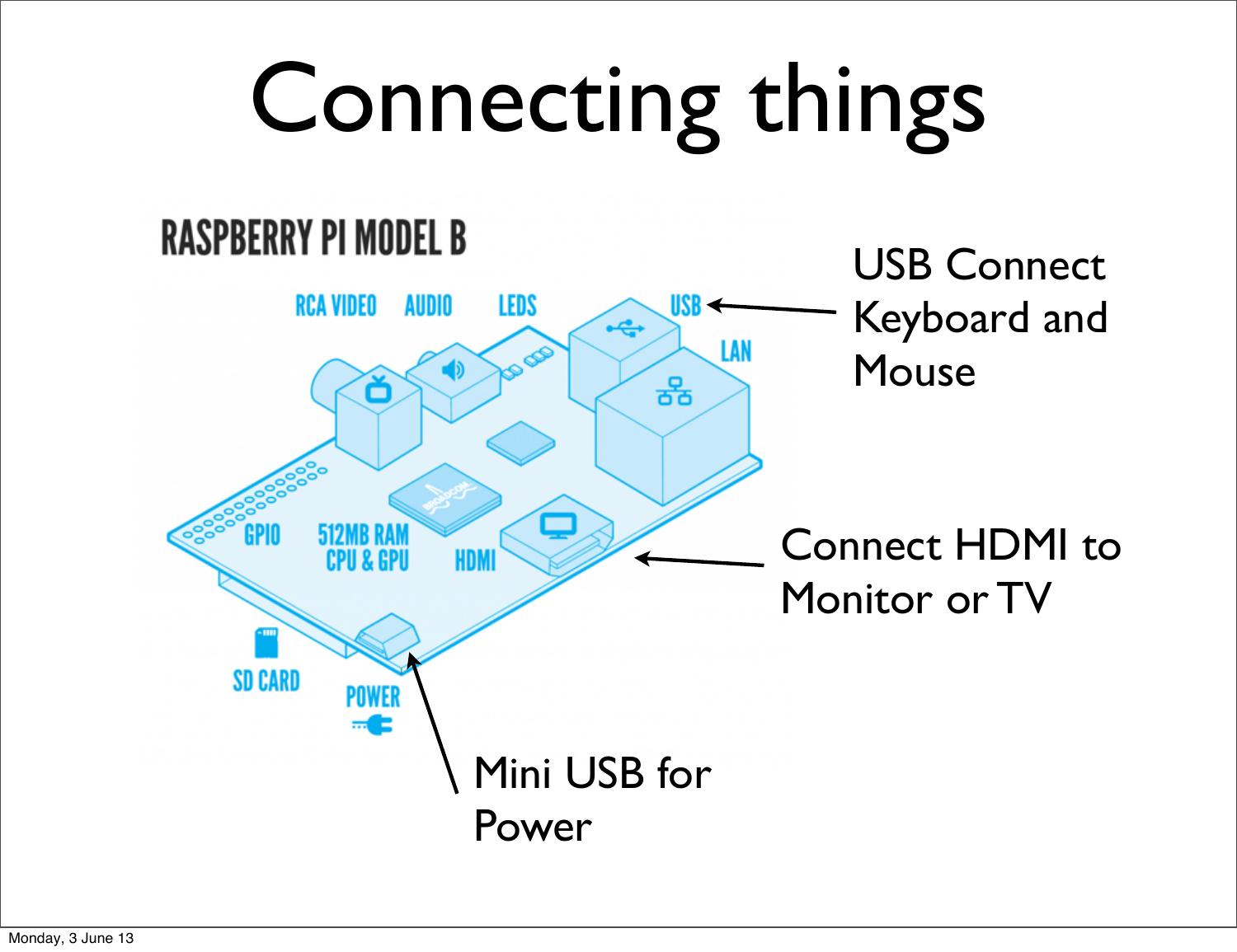# Connecting things

RASPBERRY PI MODEL B

RCA VIDEO AUDIO LEDS USB LAN

GPIO 512MB RAM CPU & GPU HDMI

SD CARD POWER

USB Connect Keyboard and Mouse

Connect HDMI to Monitor or TV

Mini USB for Power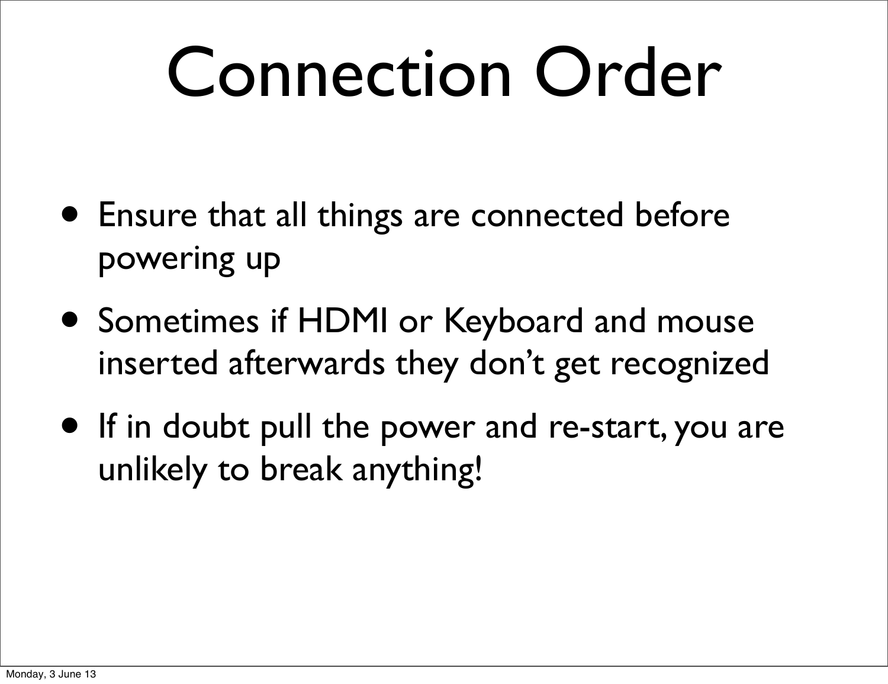# Connection Order

- Ensure that all things are connected before powering up
- Sometimes if HDMI or Keyboard and mouse inserted afterwards they don't get recognized
- If in doubt pull the power and re-start, you are unlikely to break anything!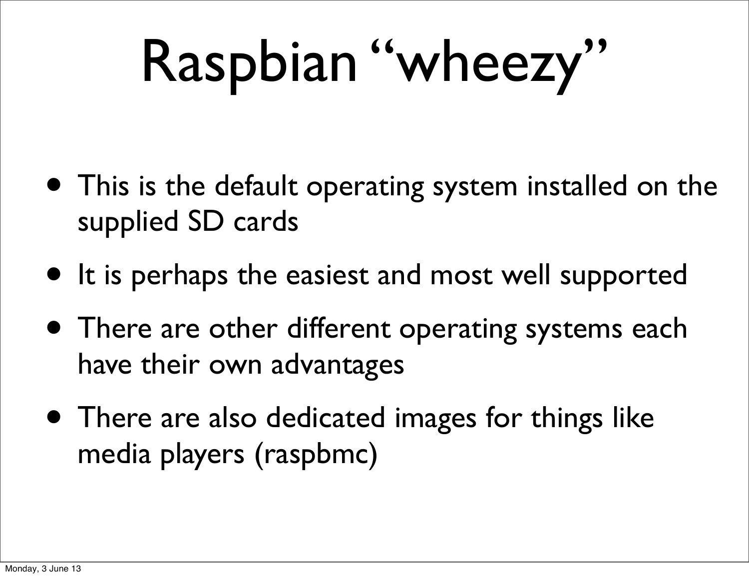# Raspbian “wheezy”

- This is the default operating system installed on the supplied SD cards
- It is perhaps the easiest and most well supported
- There are other different operating systems each have their own advantages
- There are also dedicated images for things like media players (raspbmc)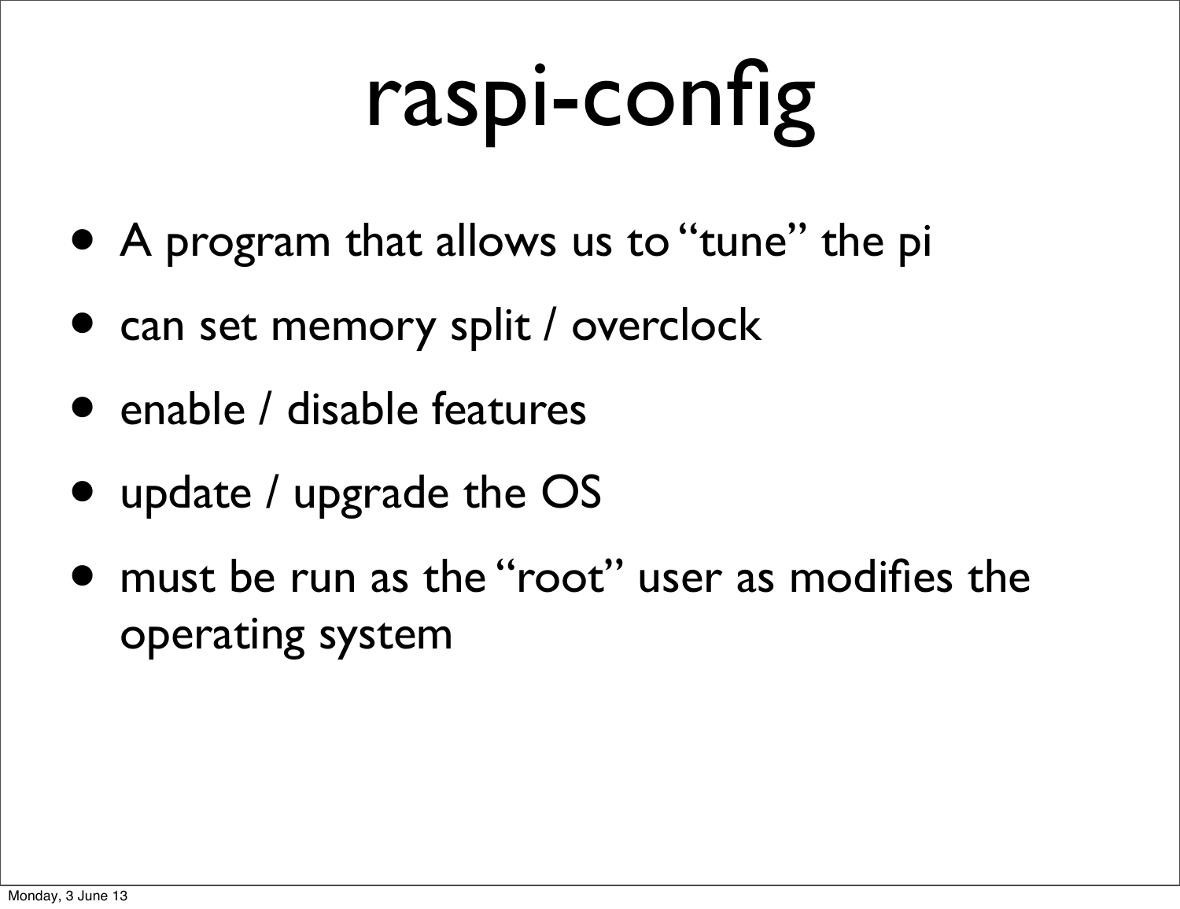# raspi-config

- A program that allows us to "tune" the pi
- can set memory split / overclock
- enable / disable features
- update / upgrade the OS
- must be run as the "root" user as modifies the operating system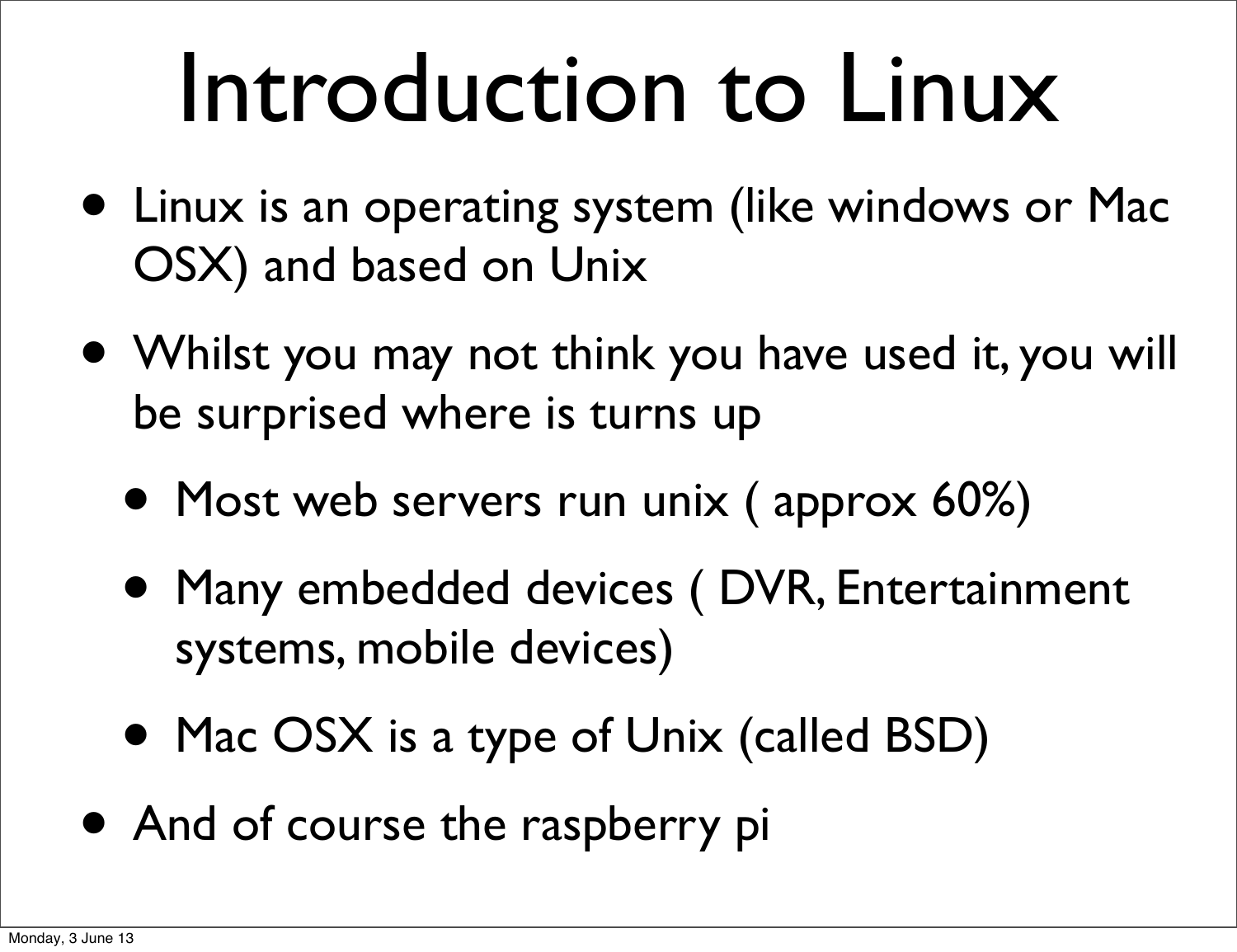# Introduction to Linux

- Linux is an operating system (like windows or Mac OSX) and based on Unix
- Whilst you may not think you have used it, you will be surprised where is turns up
  - Most web servers run unix ( approx 60%)
  - Many embedded devices ( DVR, Entertainment systems, mobile devices)
  - Mac OSX is a type of Unix (called BSD)
- And of course the raspberry pi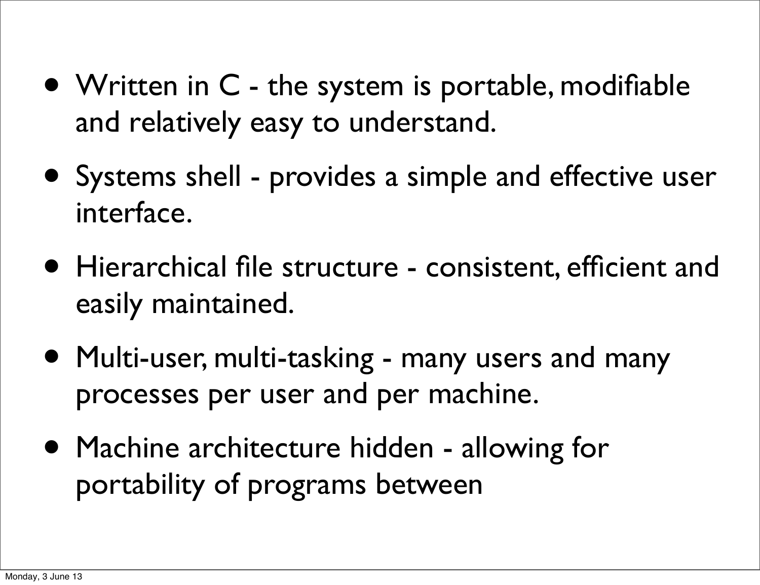- Written in C - the system is portable, modifiable and relatively easy to understand.
- Systems shell - provides a simple and effective user interface.
- Hierarchical file structure - consistent, efficient and easily maintained.
- Multi-user, multi-tasking - many users and many processes per user and per machine.
- Machine architecture hidden - allowing for portability of programs between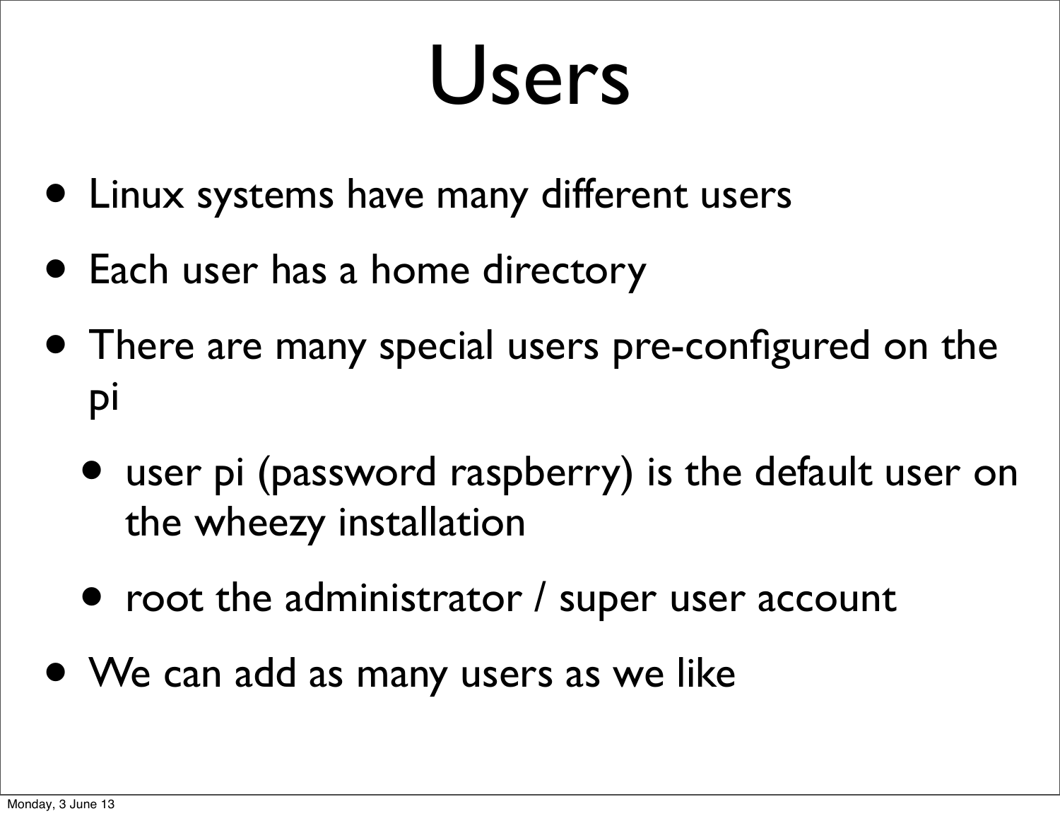# Users

- Linux systems have many different users
- Each user has a home directory
- There are many special users pre-configured on the pi
  - user pi (password raspberry) is the default user on the wheezy installation
  - root the administrator / super user account
- We can add as many users as we like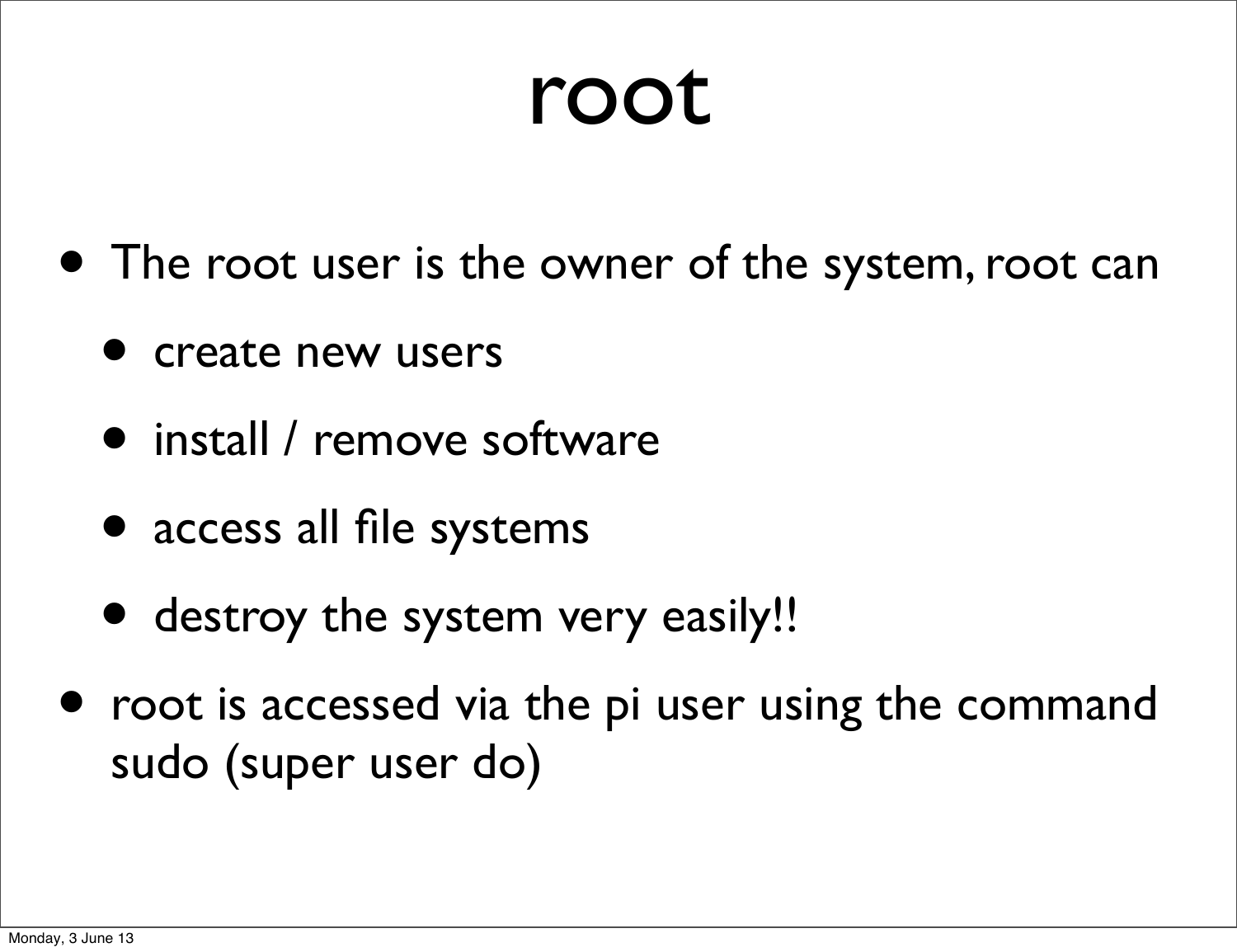# root

- The root user is the owner of the system, root can
  - create new users
  - install / remove software
  - access all file systems
  - destroy the system very easily!!
- root is accessed via the pi user using the command sudo (super user do)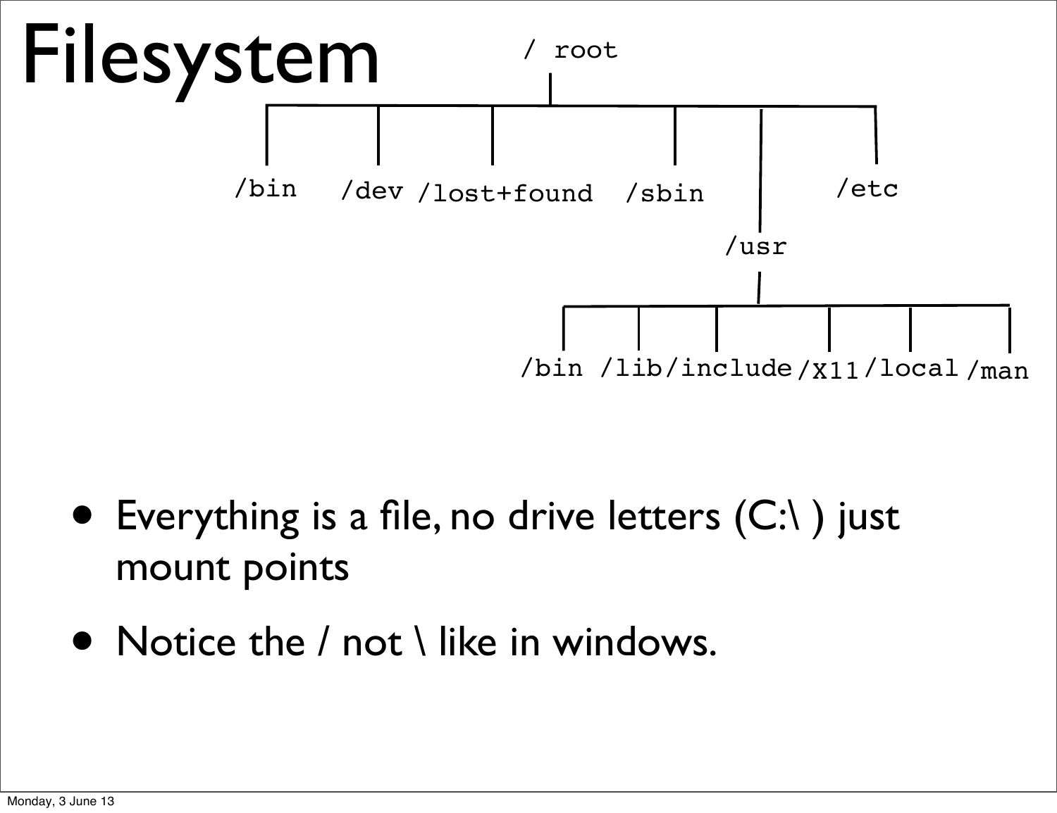# Filesystem

```
                    / root
                      |
  +-------+-------+---------+--------+--------+
  |       |       |         |        |        |
/bin    /dev  /lost+found  /sbin    /usr     /etc
                                     |
          +-------+--------+------+--------+------+
          |       |        |      |        |      |
        /bin    /lib   /include  /X11   /local   /man
```

- Everything is a file, no drive letters (C:\ ) just mount points
- Notice the / not \ like in windows.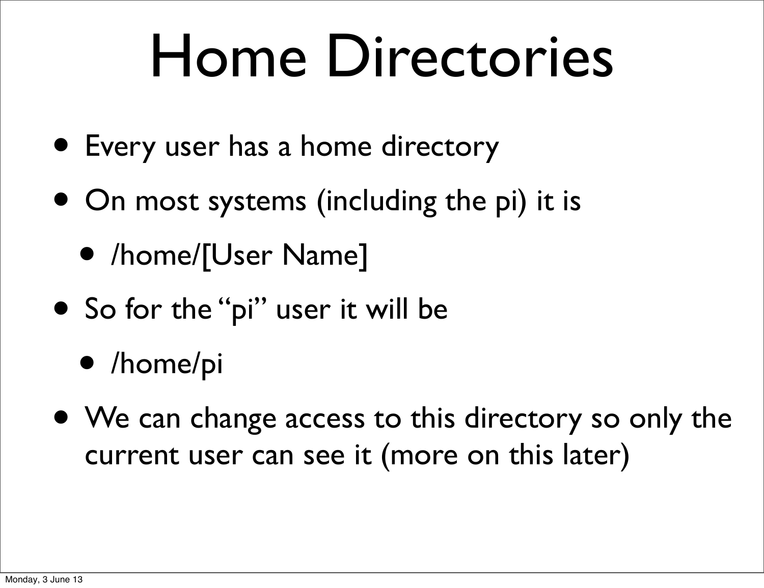# Home Directories

- Every user has a home directory
- On most systems (including the pi) it is
  - /home/[User Name]
- So for the "pi" user it will be
  - /home/pi
- We can change access to this directory so only the current user can see it (more on this later)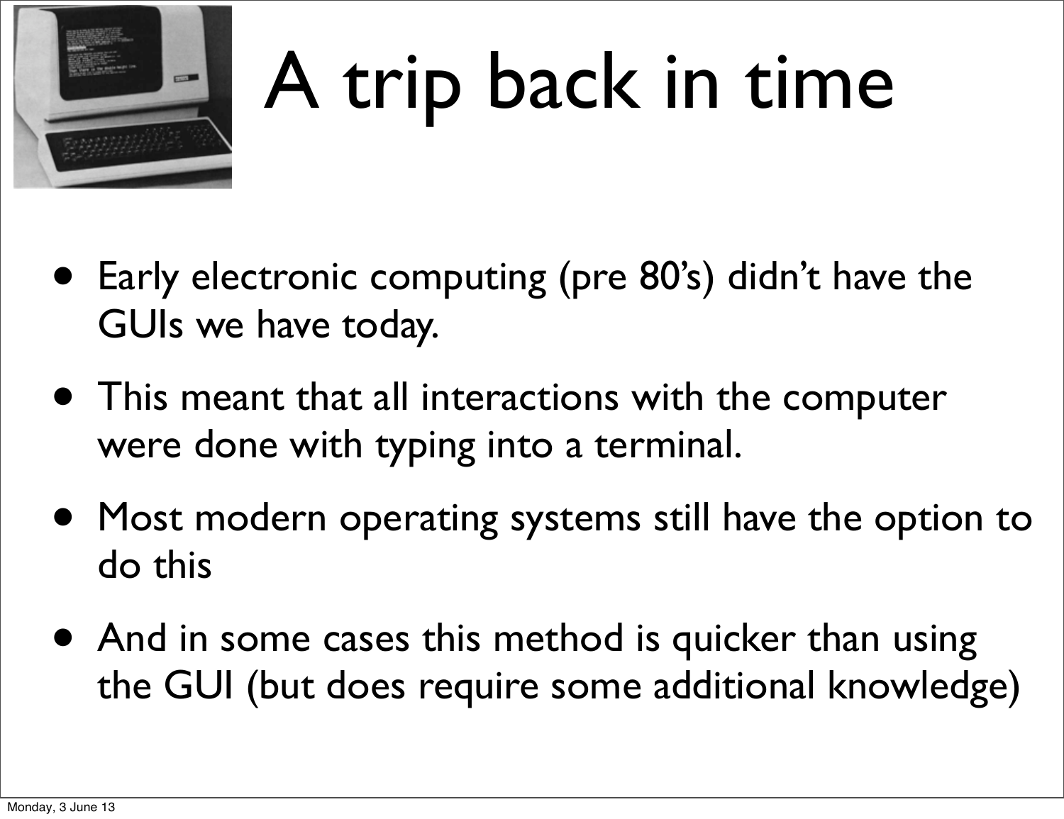# A trip back in time

- Early electronic computing (pre 80's) didn't have the GUIs we have today.
- This meant that all interactions with the computer were done with typing into a terminal.
- Most modern operating systems still have the option to do this
- And in some cases this method is quicker than using the GUI (but does require some additional knowledge)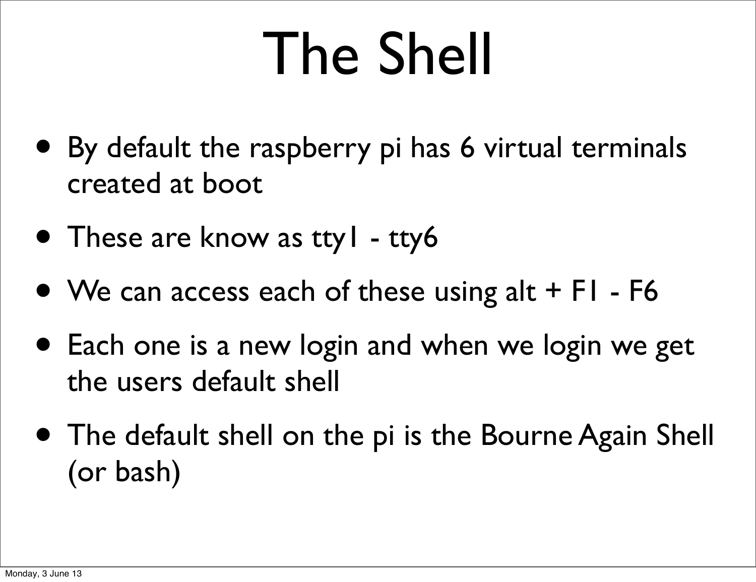# The Shell

- By default the raspberry pi has 6 virtual terminals created at boot
- These are know as tty1 - tty6
- We can access each of these using alt + F1 - F6
- Each one is a new login and when we login we get the users default shell
- The default shell on the pi is the Bourne Again Shell (or bash)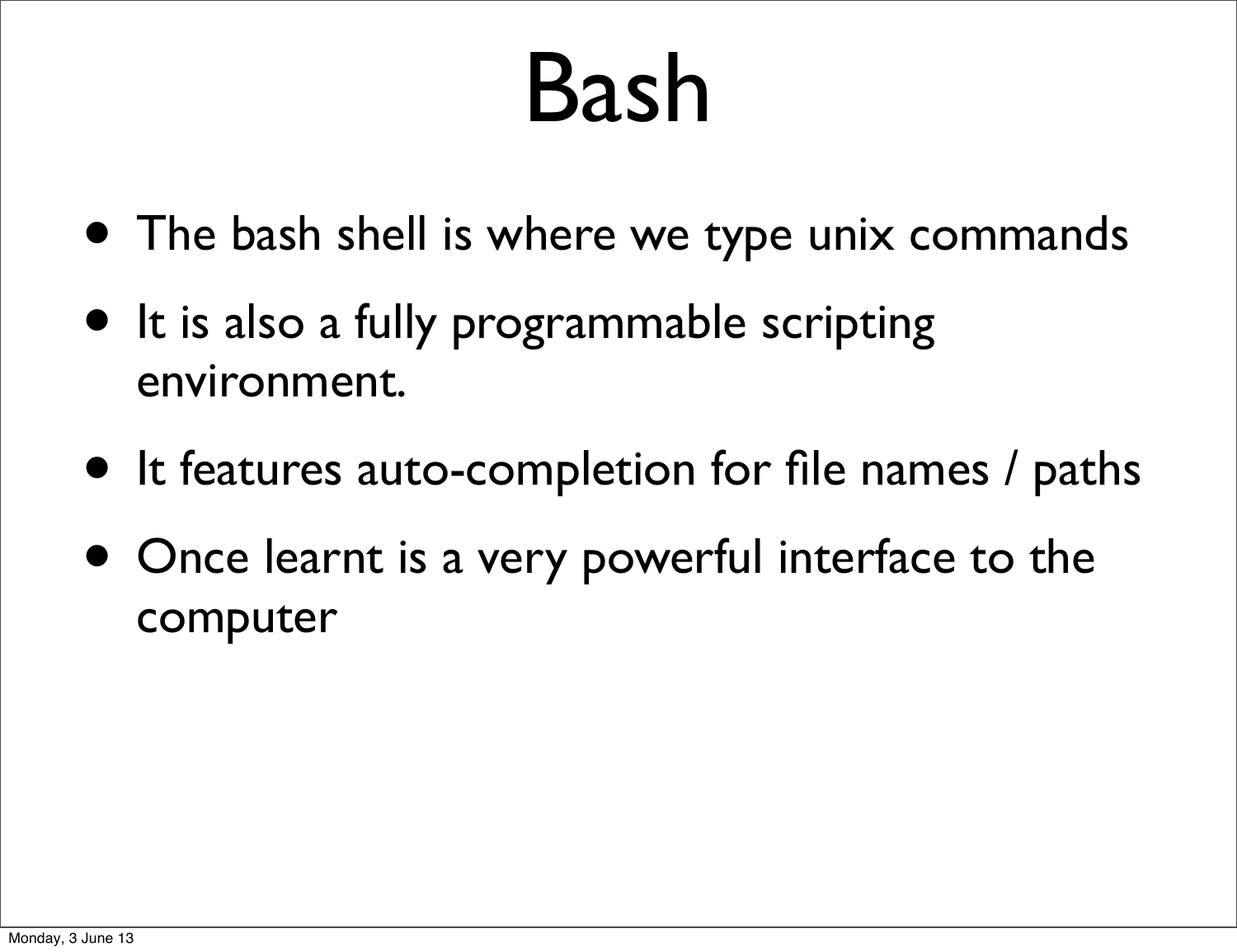# Bash

- The bash shell is where we type unix commands
- It is also a fully programmable scripting environment.
- It features auto-completion for file names / paths
- Once learnt is a very powerful interface to the computer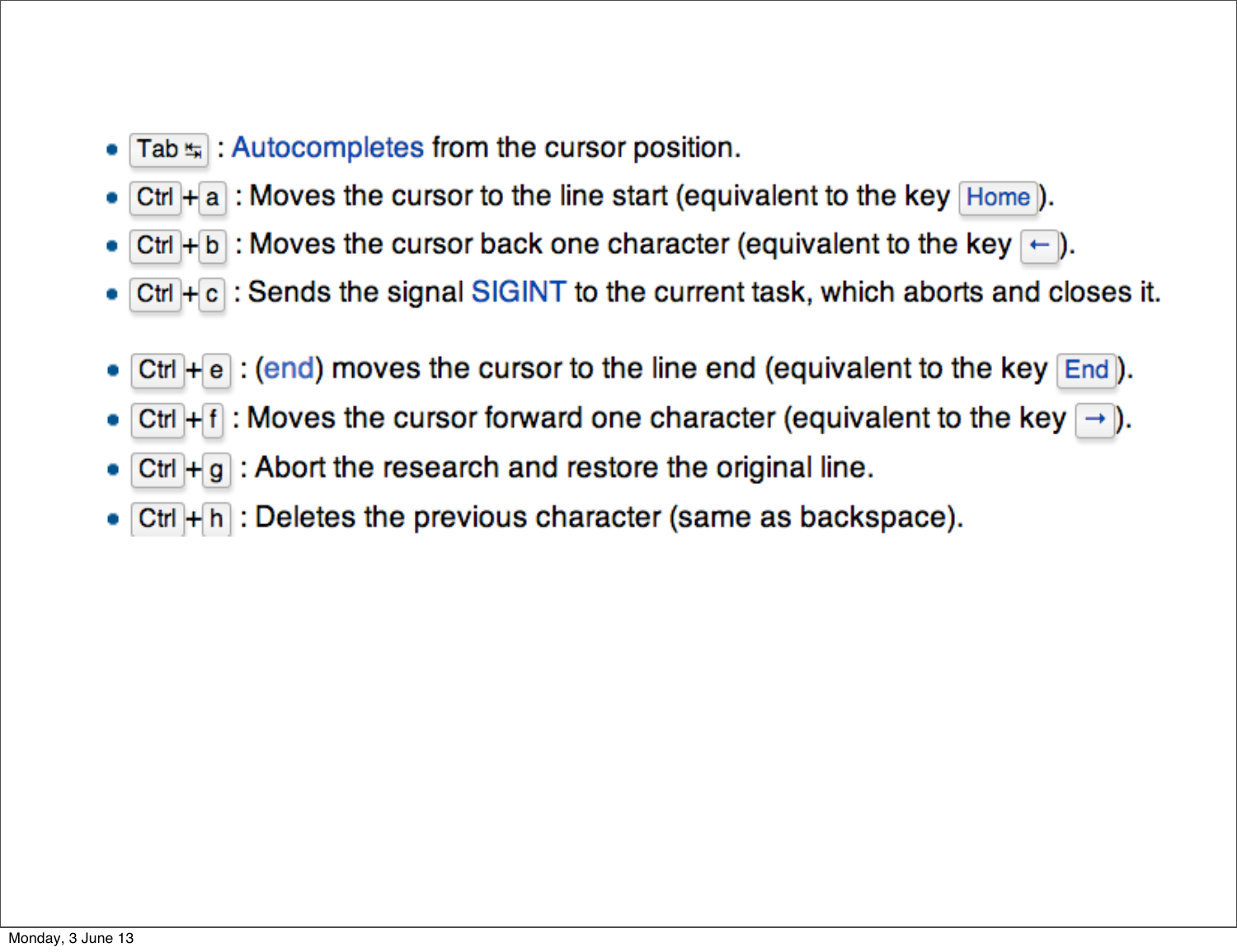- Tab ↹ : Autocompletes from the cursor position.
- Ctrl + a : Moves the cursor to the line start (equivalent to the key Home).
- Ctrl + b : Moves the cursor back one character (equivalent to the key ←).
- Ctrl + c : Sends the signal SIGINT to the current task, which aborts and closes it.
- Ctrl + e : (end) moves the cursor to the line end (equivalent to the key End).
- Ctrl + f : Moves the cursor forward one character (equivalent to the key →).
- Ctrl + g : Abort the research and restore the original line.
- Ctrl + h : Deletes the previous character (same as backspace).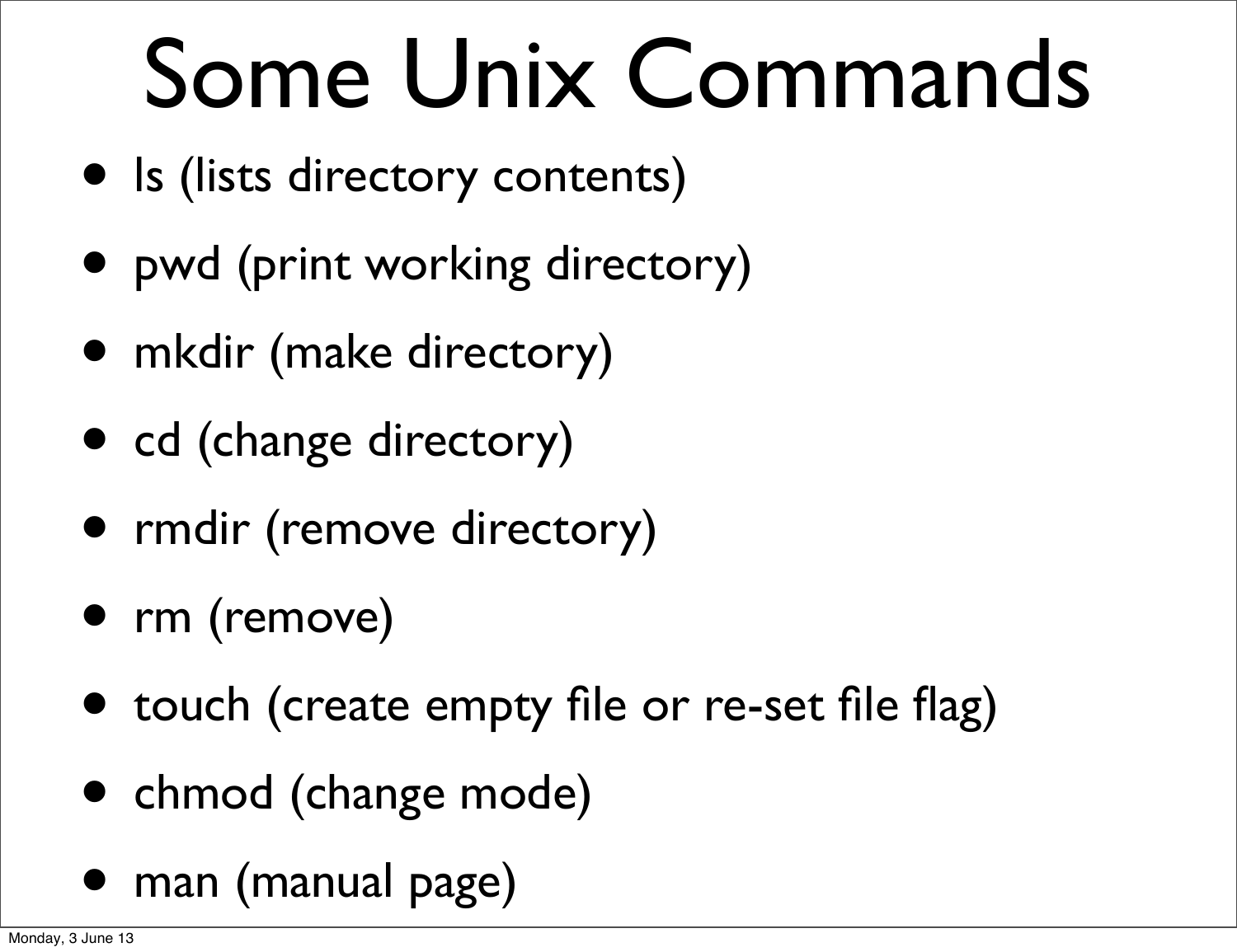# Some Unix Commands

- ls (lists directory contents)
- pwd (print working directory)
- mkdir (make directory)
- cd (change directory)
- rmdir (remove directory)
- rm (remove)
- touch (create empty file or re-set file flag)
- chmod (change mode)
- man (manual page)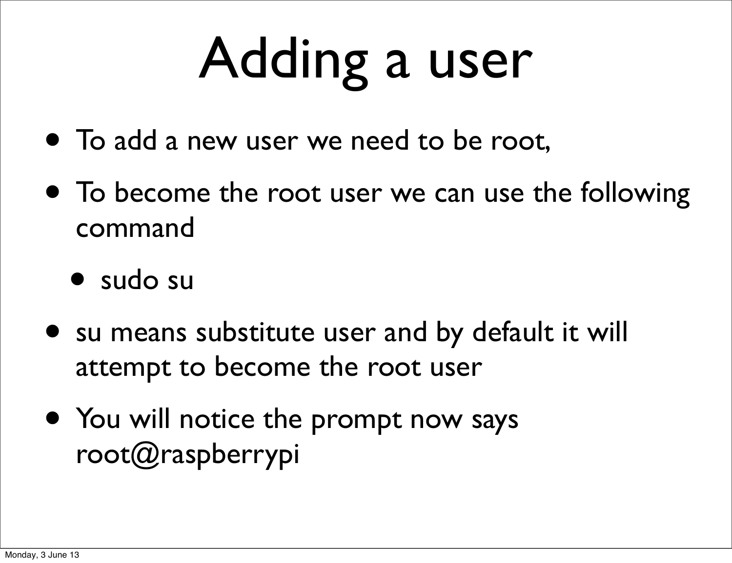# Adding a user

- To add a new user we need to be root,
- To become the root user we can use the following command
  - sudo su
- su means substitute user and by default it will attempt to become the root user
- You will notice the prompt now says root@raspberrypi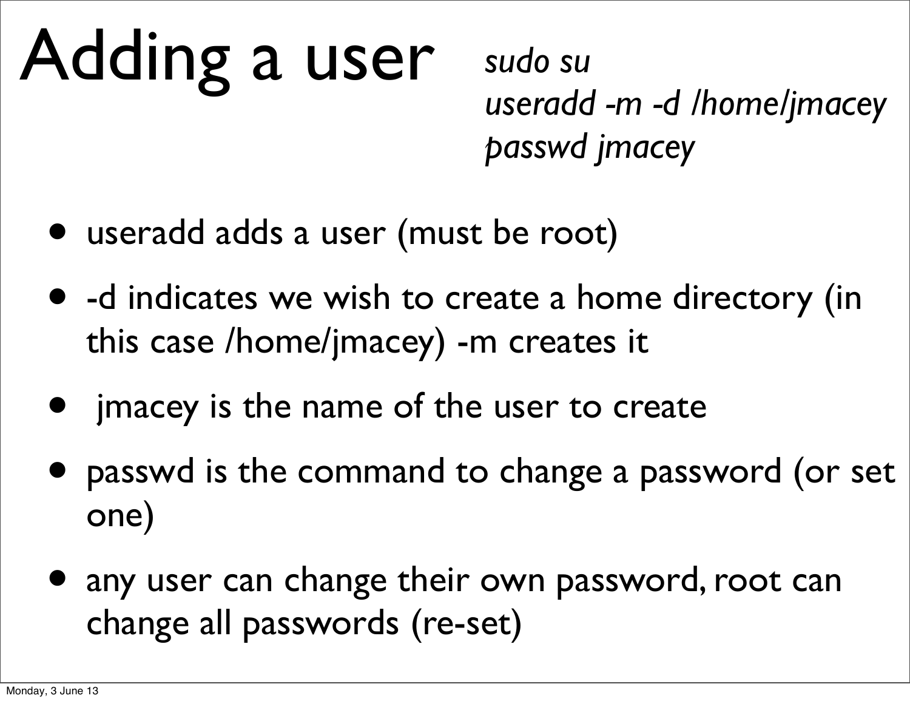# Adding a user

```
sudo su
useradd -m -d /home/jmacey
passwd jmacey
```

- useradd adds a user (must be root)
- -d indicates we wish to create a home directory (in this case /home/jmacey) -m creates it
- jmacey is the name of the user to create
- passwd is the command to change a password (or set one)
- any user can change their own password, root can change all passwords (re-set)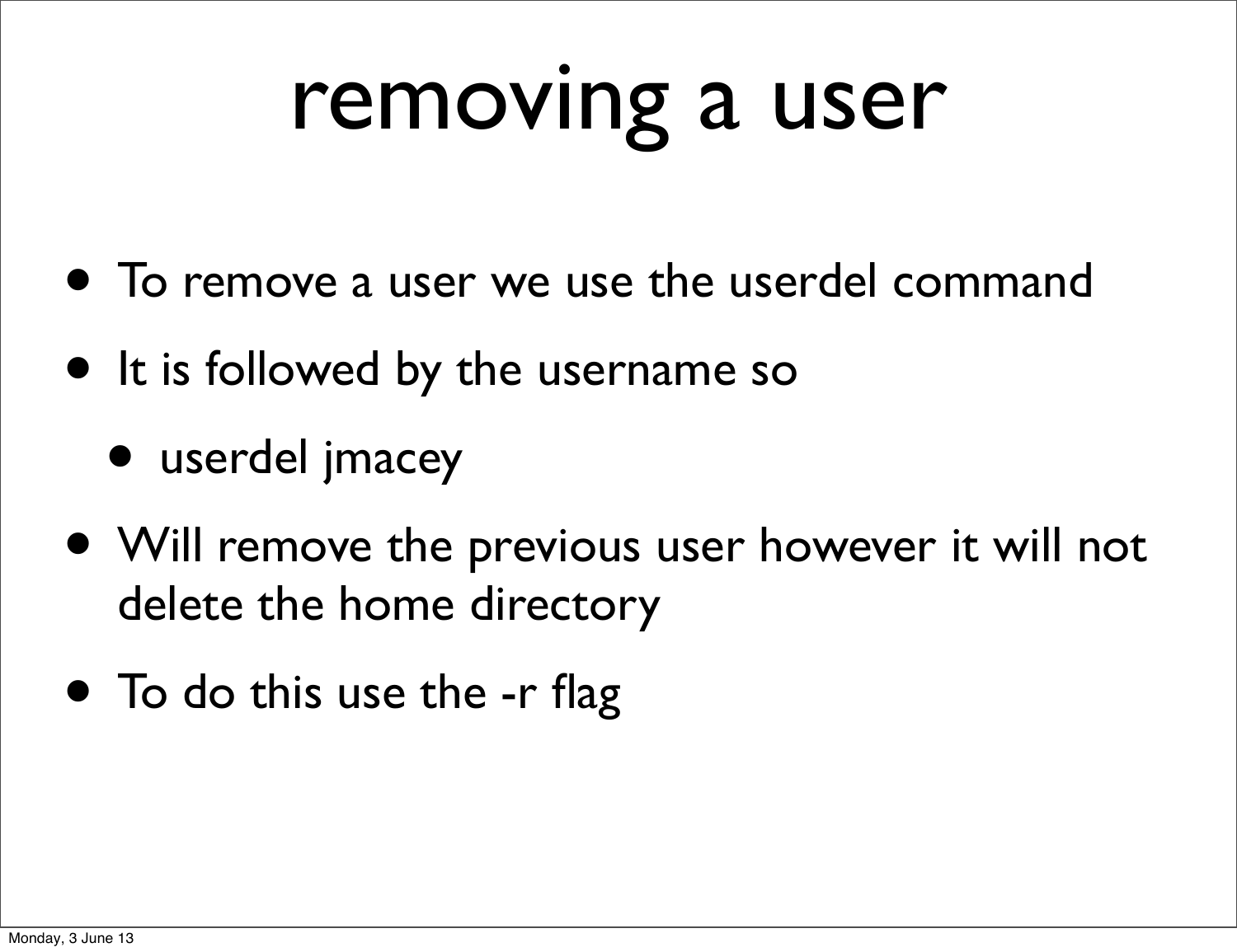# removing a user

- To remove a user we use the userdel command
- It is followed by the username so
  - userdel jmacey
- Will remove the previous user however it will not delete the home directory
- To do this use the -r flag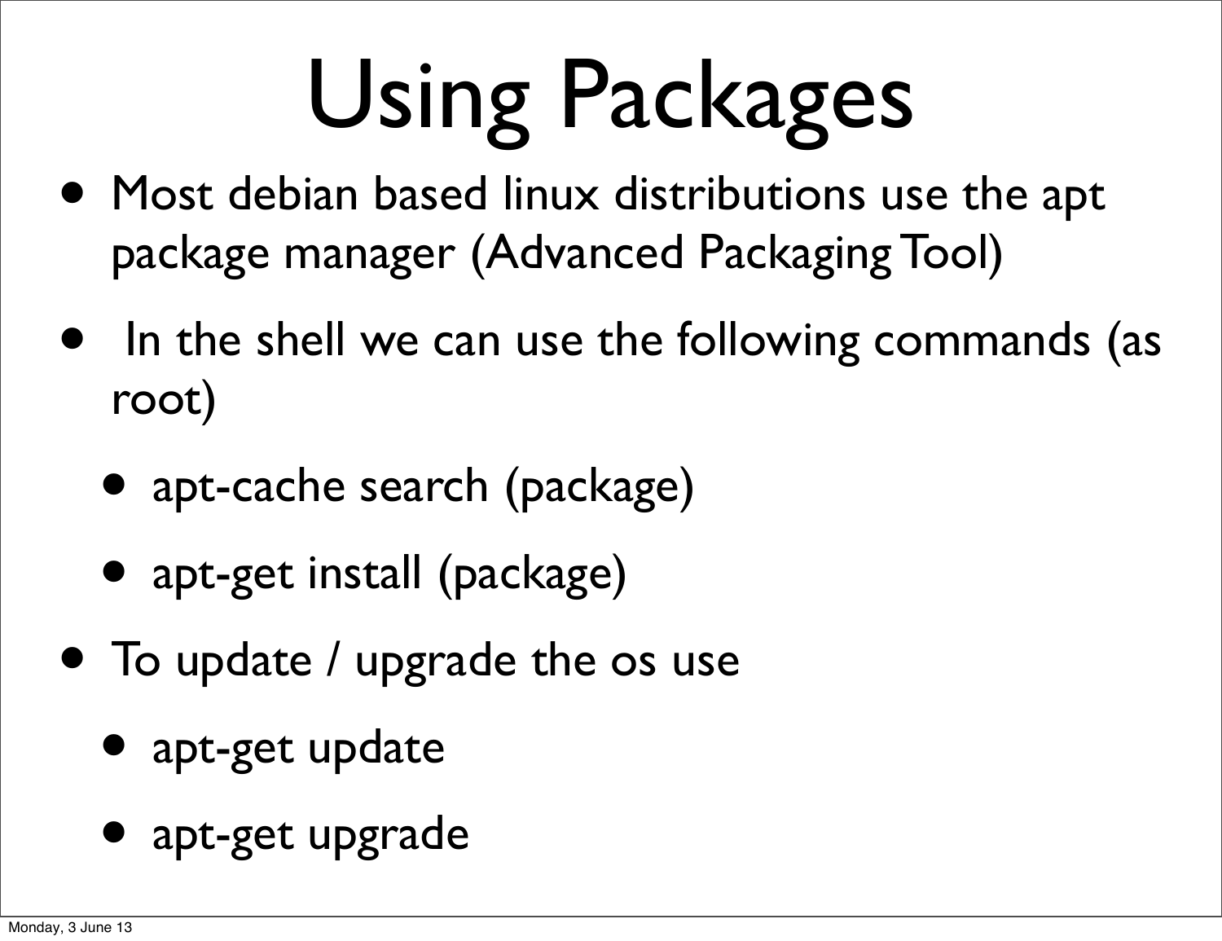# Using Packages

- Most debian based linux distributions use the apt package manager (Advanced Packaging Tool)
- In the shell we can use the following commands (as root)
  - apt-cache search (package)
  - apt-get install (package)
- To update / upgrade the os use
  - apt-get update
  - apt-get upgrade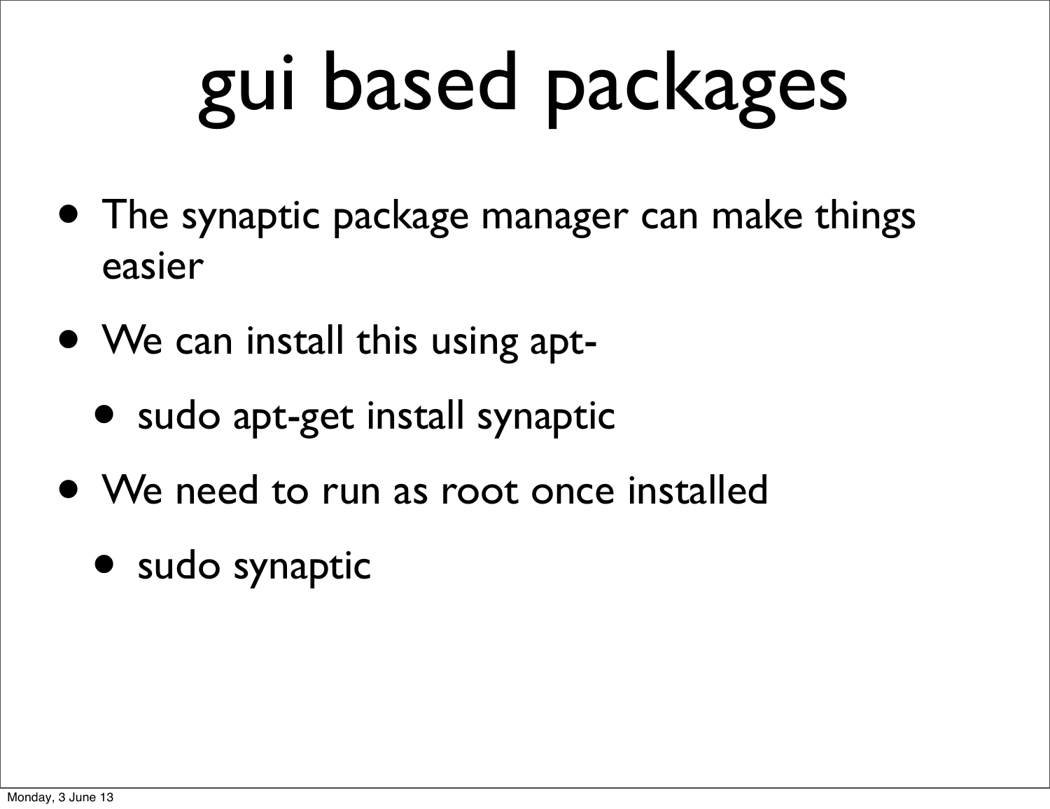# gui based packages

- The synaptic package manager can make things easier
- We can install this using apt-
  - sudo apt-get install synaptic
- We need to run as root once installed
  - sudo synaptic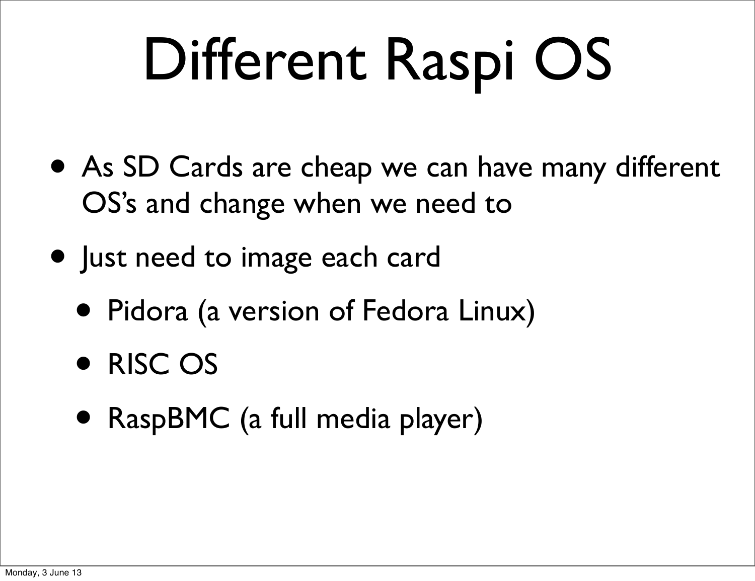# Different Raspi OS

- As SD Cards are cheap we can have many different OS's and change when we need to
- Just need to image each card
  - Pidora (a version of Fedora Linux)
  - RISC OS
  - RaspBMC (a full media player)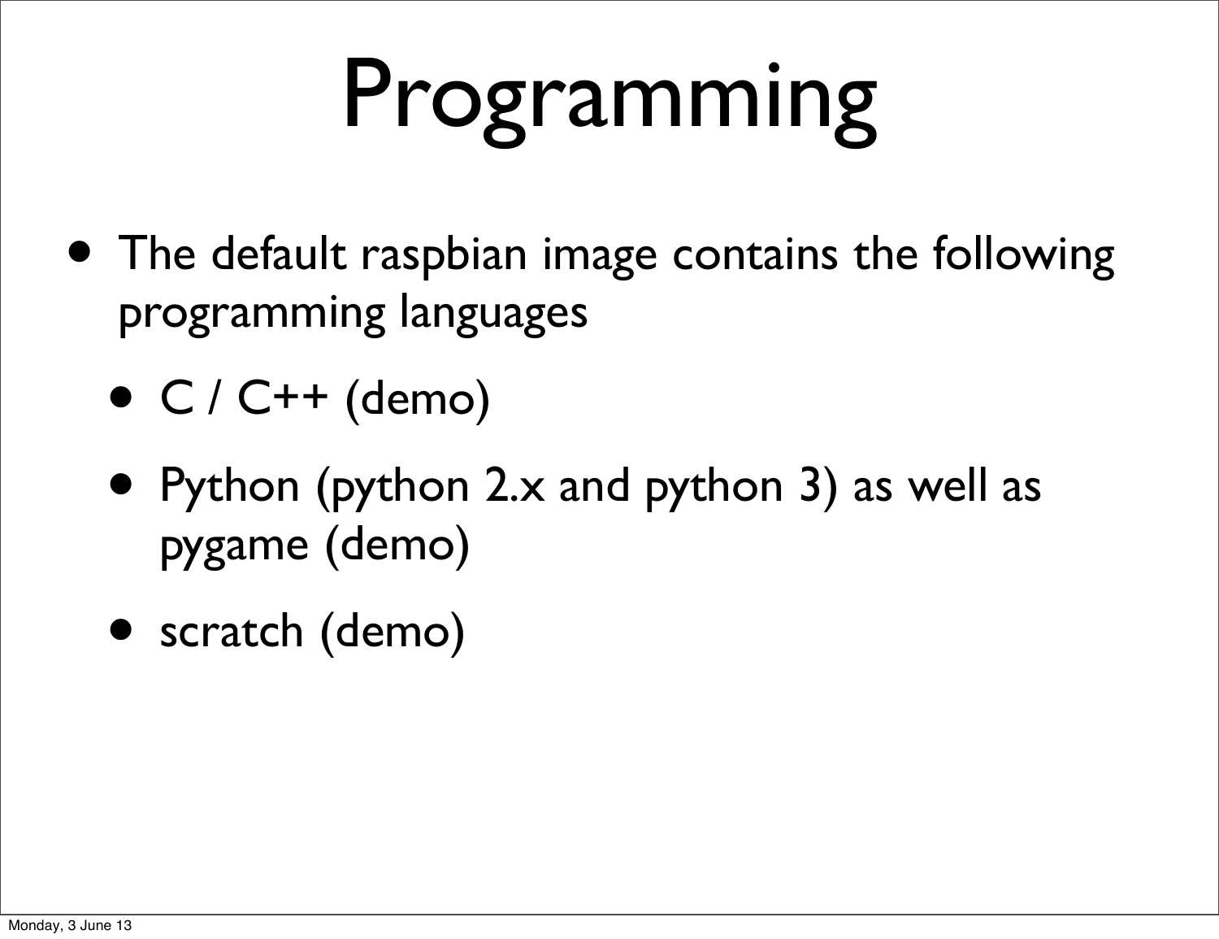# Programming

- The default raspbian image contains the following programming languages
  - C / C++ (demo)
  - Python (python 2.x and python 3) as well as pygame (demo)
  - scratch (demo)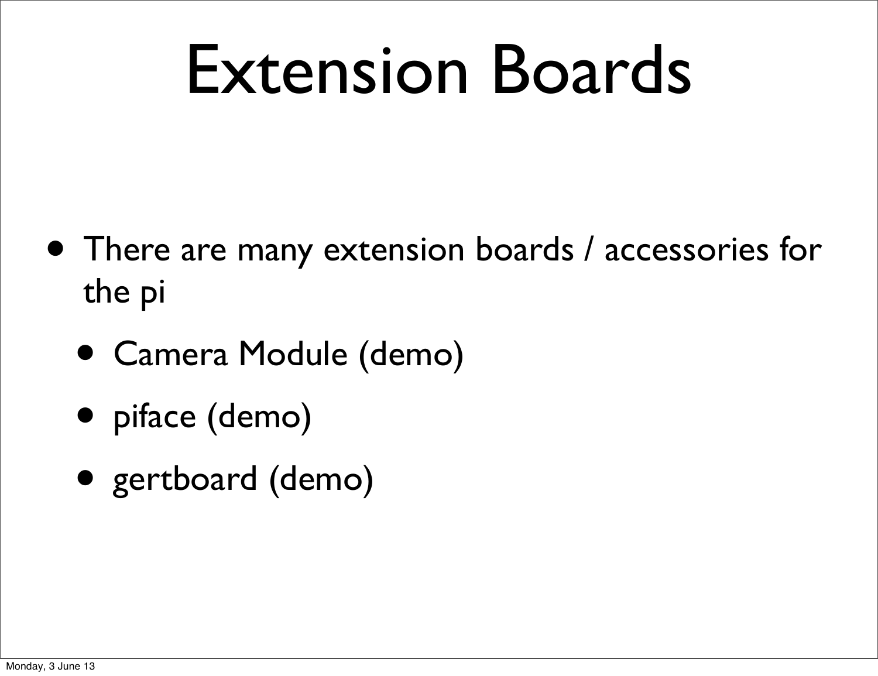# Extension Boards

- There are many extension boards / accessories for the pi
  - Camera Module (demo)
  - piface (demo)
  - gertboard (demo)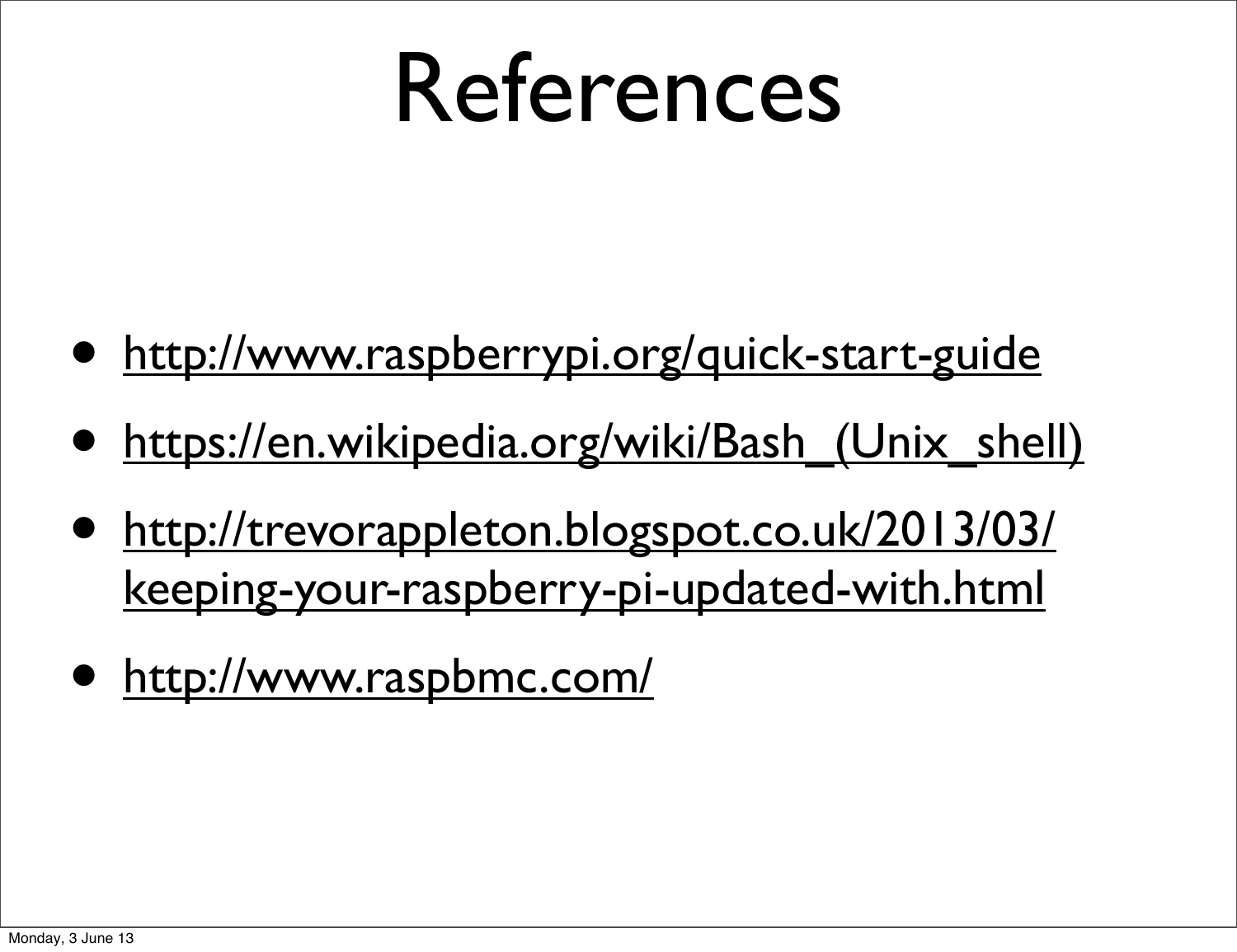# References

- http://www.raspberrypi.org/quick-start-guide
- https://en.wikipedia.org/wiki/Bash_(Unix_shell)
- http://trevorappleton.blogspot.co.uk/2013/03/keeping-your-raspberry-pi-updated-with.html
- http://www.raspbmc.com/